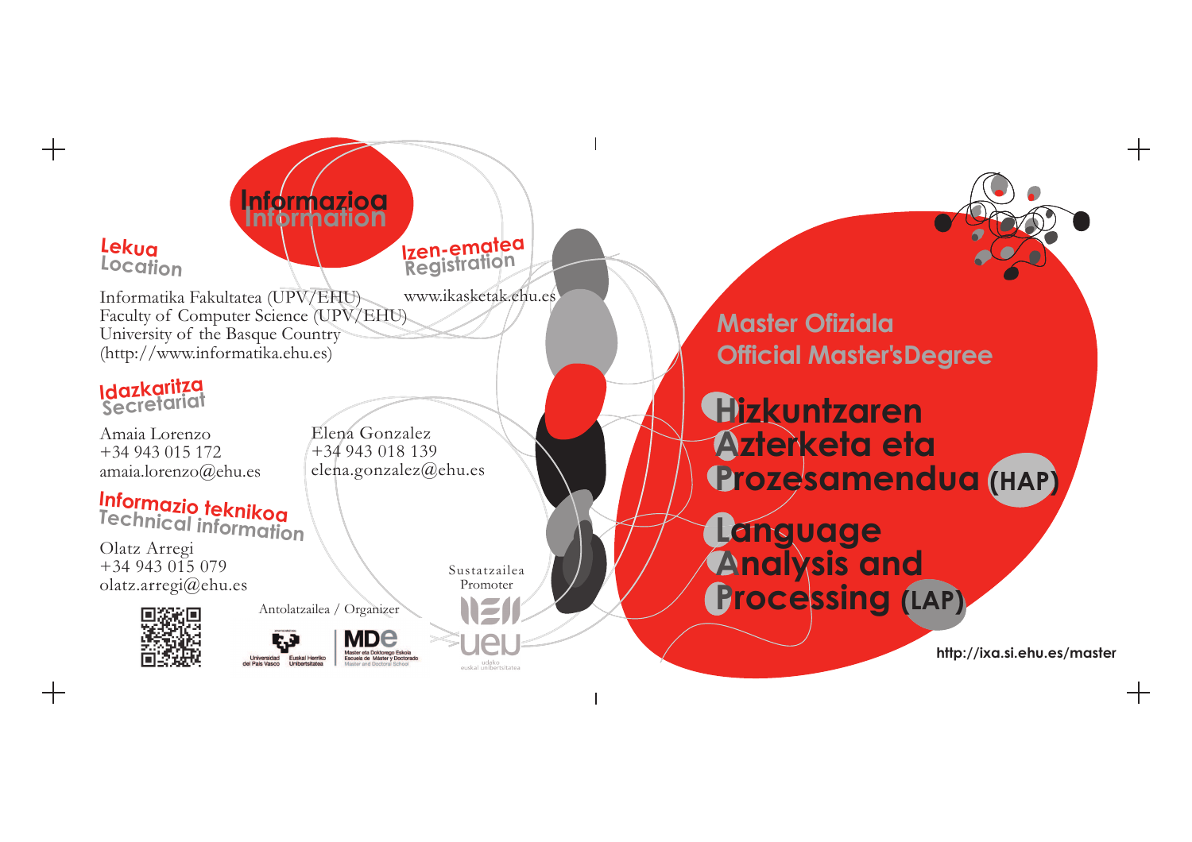## Informazioa
## Information

### Lekua
### Location

Informatika Fakultatea (UPV/EHU)
Faculty of Computer Science (UPV/EHU)
University of the Basque Country
(http://www.informatika.ehu.es)

### Izen-ematea
### Registration

www.ikasketak.ehu.es

### Idazkaritza
### Secretariat

Amaia Lorenzo
+34 943 015 172
amaia.lorenzo@ehu.es

Elena Gonzalez
+34 943 018 139
elena.gonzalez@ehu.es

### Informazio teknikoa
### Technical information

Olatz Arregi
+34 943 015 079
olatz.arregi@ehu.es

Antolatzailea / Organizer

Universidad del País Vasco / Euskal Herriko Unibertsitatea

MDe — Master eta Doktorego Eskola / Escuela de Máster y Doctorado / Master and Doctoral School

Sustatzailea
Promoter

ueu — udako euskal unibertsitatea

## Master Ofiziala
## Official Master's Degree

# Hizkuntzaren Azterketa eta Prozesamendua (HAP)

# Language Analysis and Processing (LAP)

http://ixa.si.ehu.es/master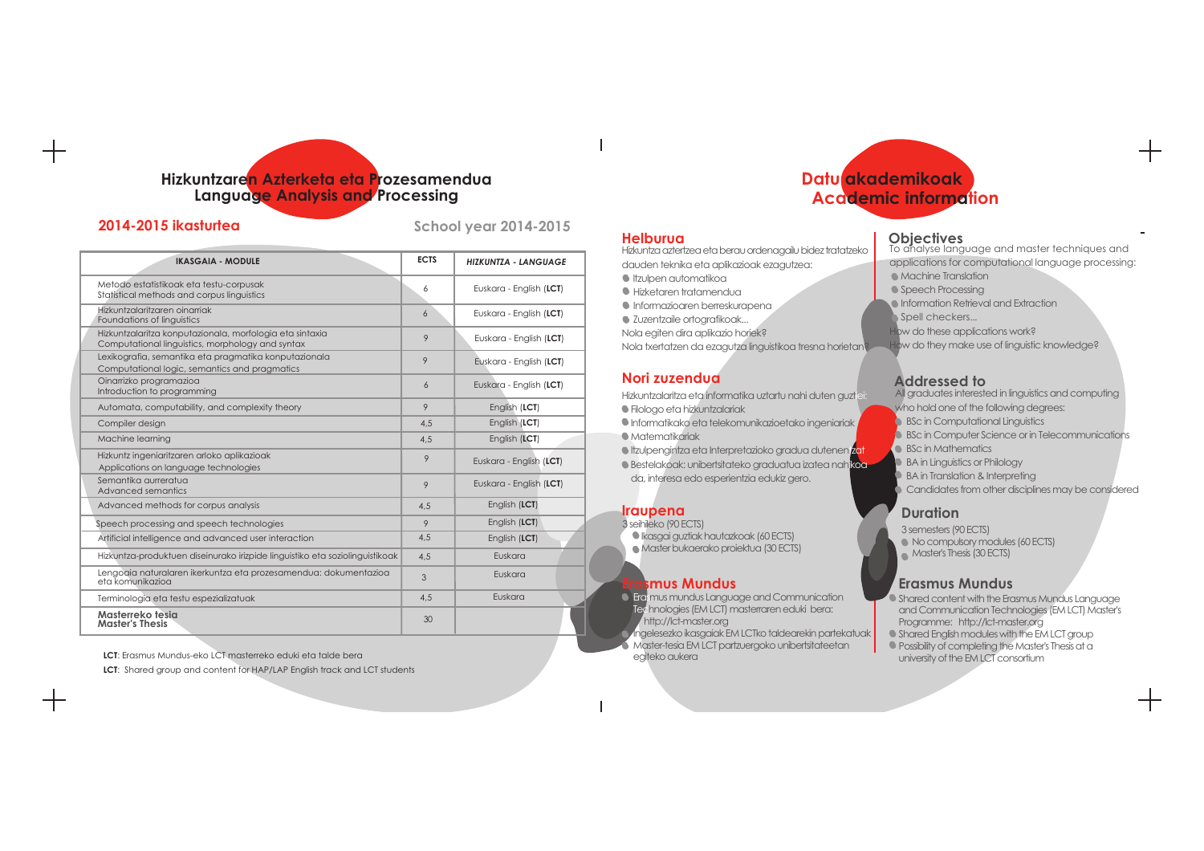## Hizkuntzaren Azterketa eta Prozesamendua
## Language Analysis and Processing

**2014-2015 ikasturtea** — **School year 2014-2015**

| IKASGAIA - MODULE | ECTS | *HIZKUNTZA - LANGUAGE* |
|---|---|---|
| Metodo estatistikoak eta testu-corpusak<br>Statistical methods and corpus linguistics | 6 | Euskara - English (**LCT**) |
| Hizkuntzalaritzaren oinarriak<br>Foundations of linguistics | 6 | Euskara - English (**LCT**) |
| Hizkuntzalaritza konputazionala, morfologia eta sintaxia<br>Computational linguistics, morphology and syntax | 9 | Euskara - English (**LCT**) |
| Lexikografia, semantika eta pragmatika konputazionala<br>Computational logic, semantics and pragmatics | 9 | Euskara - English (**LCT**) |
| Oinarrizko programazioa<br>Introduction to programming | 6 | Euskara - English (**LCT**) |
| Automata, computability, and complexity theory | 9 | English (**LCT**) |
| Compiler design | 4,5 | English (**LCT**) |
| Machine learning | 4,5 | English (**LCT**) |
| Hizkuntz ingeniaritzaren arloko aplikazioak<br>Applications on language technologies | 9 | Euskara - English (**LCT**) |
| Semantika aurreratua<br>Advanced semantics | 9 | Euskara - English (**LCT**) |
| Advanced methods for corpus analysis | 4,5 | English (**LCT**) |
| Speech processing and speech technologies | 9 | English (**LCT**) |
| Artificial intelligence and advanced user interaction | 4,5 | English (**LCT**) |
| Hizkuntza-produktuen diseinurako irizpide linguistiko eta soziolinguistikoak | 4,5 | Euskara |
| Lengoaia naturalaren ikerkuntza eta prozesamendua: dokumentazioa eta komunikazioa | 3 | Euskara |
| Terminologia eta testu espezializatuak | 4,5 | Euskara |
| **Masterreko tesia**<br>**Master's Thesis** | 30 | |

**LCT**: Erasmus Mundus-eko LCT masterreko eduki eta talde bera

**LCT**: Shared group and content for HAP/LAP English track and LCT students

## Datu akademikoak
## Academic information

### Helburua

Hizkuntza aztertzea eta berau ordenagailu bidez tratatzeko dauden teknika eta aplikazioak ezagutzea:

- Itzulpen automatikoa
- Hizketaren tratamendua
- Informazioaren berreskurapena
- Zuzentzaile ortografikoak...

Nola egiten dira aplikazio horiek?
Nola txertatzen da ezagutza linguistikoa tresna horietan?

### Objectives

To analyse language and master techniques and applications for computational language processing:

- Machine Translation
- Speech Processing
- Information Retrieval and Extraction
- Spell checkers...

How do these applications work?
How do they make use of linguistic knowledge?

### Nori zuzendua

Hizkuntzalaritza eta informatika uztartu nahi duten guztiei:

- Filologo eta hizkuntzalariak
- Informatikako eta telekomunikazioetako ingeniariak
- Matematikariak
- Itzulpengintza eta Interpretazioko gradua dutenentzat
- Bestelakoak: unibertsitateko graduatua izatea nahikoa da, interesa edo esperientzia edukiz gero.

### Addressed to

All graduates interested in linguistics and computing who hold one of the following degrees:

- BSc in Computational Linguistics
- BSc in Computer Science or in Telecommunications
- BSc in Mathematics
- BA in Linguistics or Philology
- BA in Translation & Interpreting
- Candidates from other disciplines may be considered

### Iraupena

3 seihileko (90 ECTS)

- Ikasgai guztiak hautazkoak (60 ECTS)
- Master bukaerako proiektua (30 ECTS)

### Duration

3 semesters (90 ECTS)

- No compulsory modules (60 ECTS)
- Master's Thesis (30 ECTS)

### Erasmus Mundus

- Erasmus mundus Language and Communication Technologies (EM LCT) masterraren eduki bera: http://lct-master.org
- Ingelesezko ikasgaiak EM LCTko taldearekin partekatuak
- Master-tesia EM LCT partzuergoko unibertsitateetan egiteko aukera

### Erasmus Mundus

- Shared content with the Erasmus Mundus Language and Communication Technologies (EM LCT) Master's Programme: http://lct-master.org
- Shared English modules with the EM LCT group
- Possibility of completing the Master's Thesis at a university of the EM LCT consortium